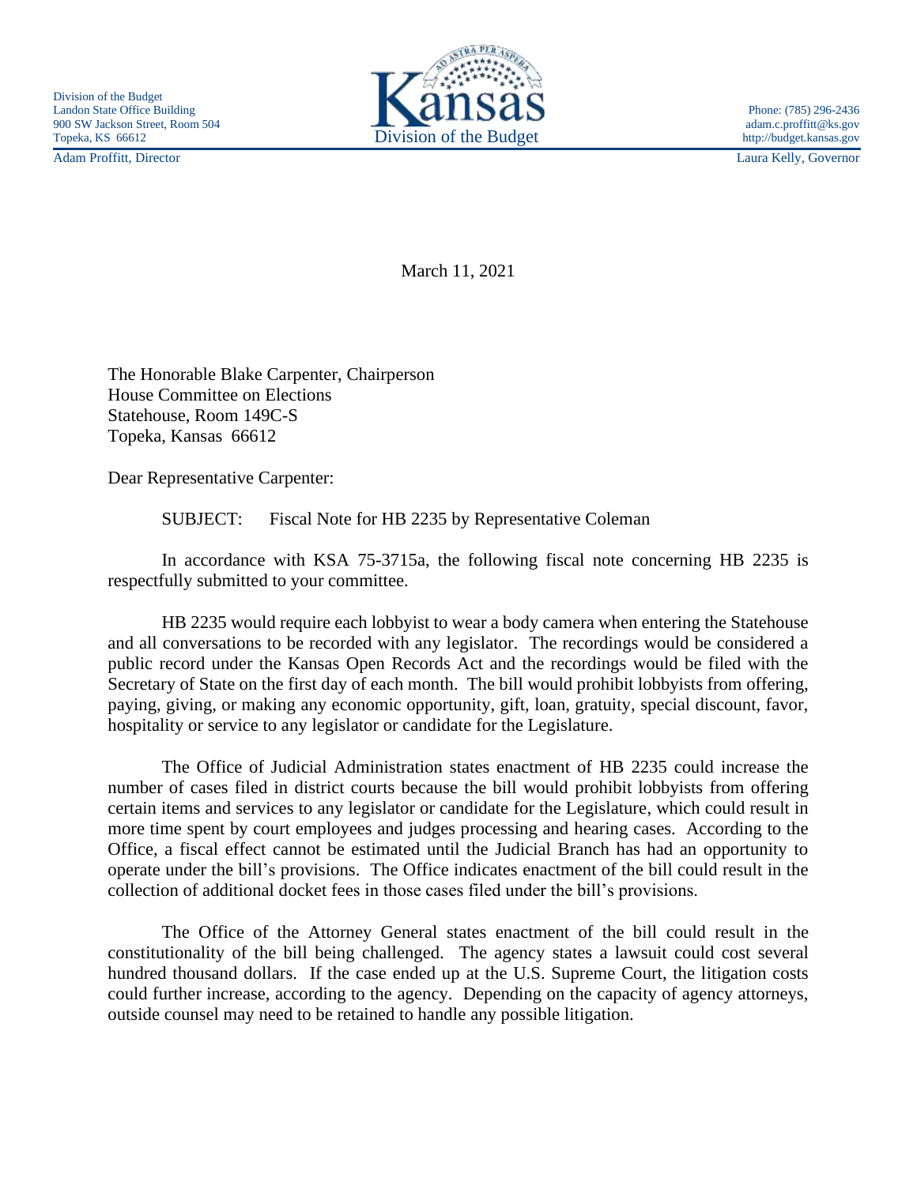Division of the Budget
Landon State Office Building
900 SW Jackson Street, Room 504
Topeka, KS 66612
Adam Proffitt, Director

Kansas
Division of the Budget

Phone: (785) 296-2436
adam.c.proffitt@ks.gov
http://budget.kansas.gov
Laura Kelly, Governor

March 11, 2021

The Honorable Blake Carpenter, Chairperson
House Committee on Elections
Statehouse, Room 149C-S
Topeka, Kansas 66612

Dear Representative Carpenter:

SUBJECT: Fiscal Note for HB 2235 by Representative Coleman

In accordance with KSA 75-3715a, the following fiscal note concerning HB 2235 is respectfully submitted to your committee.

HB 2235 would require each lobbyist to wear a body camera when entering the Statehouse and all conversations to be recorded with any legislator. The recordings would be considered a public record under the Kansas Open Records Act and the recordings would be filed with the Secretary of State on the first day of each month. The bill would prohibit lobbyists from offering, paying, giving, or making any economic opportunity, gift, loan, gratuity, special discount, favor, hospitality or service to any legislator or candidate for the Legislature.

The Office of Judicial Administration states enactment of HB 2235 could increase the number of cases filed in district courts because the bill would prohibit lobbyists from offering certain items and services to any legislator or candidate for the Legislature, which could result in more time spent by court employees and judges processing and hearing cases. According to the Office, a fiscal effect cannot be estimated until the Judicial Branch has had an opportunity to operate under the bill's provisions. The Office indicates enactment of the bill could result in the collection of additional docket fees in those cases filed under the bill's provisions.

The Office of the Attorney General states enactment of the bill could result in the constitutionality of the bill being challenged. The agency states a lawsuit could cost several hundred thousand dollars. If the case ended up at the U.S. Supreme Court, the litigation costs could further increase, according to the agency. Depending on the capacity of agency attorneys, outside counsel may need to be retained to handle any possible litigation.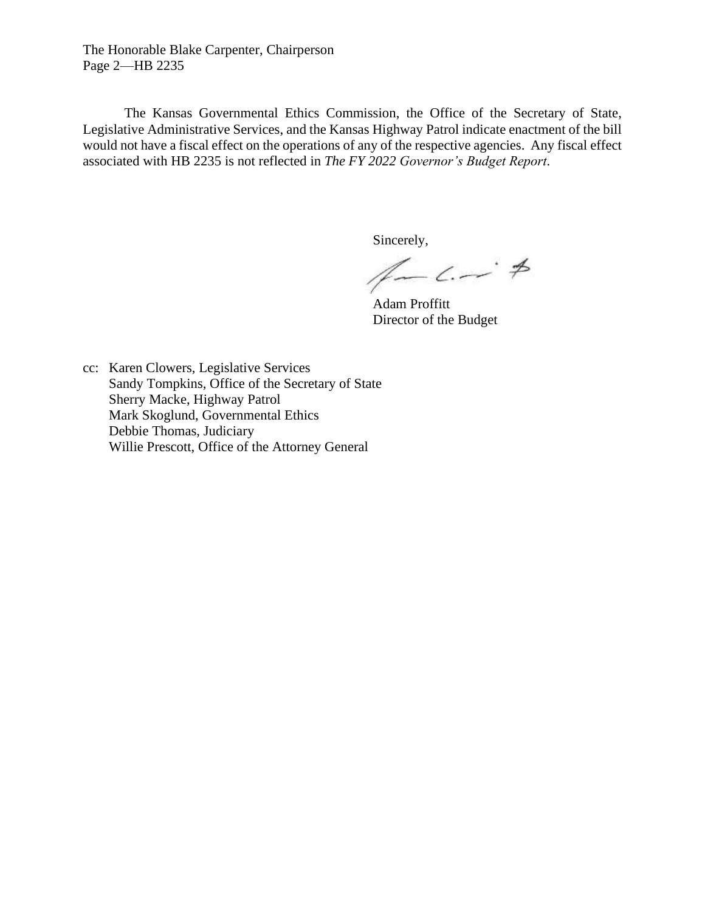The Kansas Governmental Ethics Commission, the Office of the Secretary of State, Legislative Administrative Services, and the Kansas Highway Patrol indicate enactment of the bill would not have a fiscal effect on the operations of any of the respective agencies. Any fiscal effect associated with HB 2235 is not reflected in *The FY 2022 Governor's Budget Report*.

Sincerely,

Adam Proffitt
Director of the Budget

cc: Karen Clowers, Legislative Services
Sandy Tompkins, Office of the Secretary of State
Sherry Macke, Highway Patrol
Mark Skoglund, Governmental Ethics
Debbie Thomas, Judiciary
Willie Prescott, Office of the Attorney General